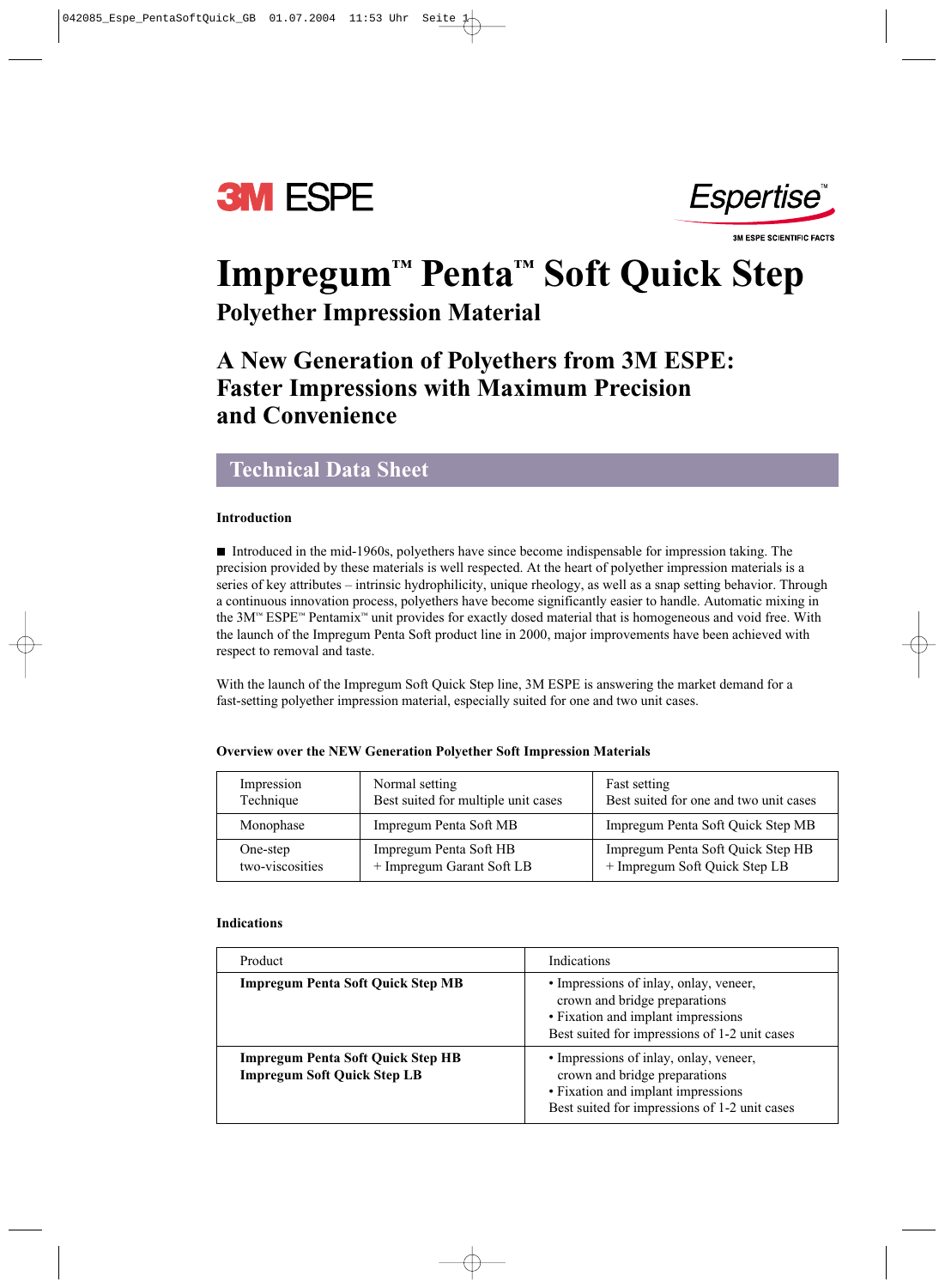3M ESPE

Espertise™

3M ESPE SCIENTIFIC FACTS

# Impregum™ Penta™ Soft Quick Step

## Polyether Impression Material

## A New Generation of Polyethers from 3M ESPE: Faster Impressions with Maximum Precision and Convenience

## Technical Data Sheet

### Introduction

■ Introduced in the mid-1960s, polyethers have since become indispensable for impression taking. The precision provided by these materials is well respected. At the heart of polyether impression materials is a series of key attributes – intrinsic hydrophilicity, unique rheology, as well as a snap setting behavior. Through a continuous innovation process, polyethers have become significantly easier to handle. Automatic mixing in the 3M™ ESPE™ Pentamix™ unit provides for exactly dosed material that is homogeneous and void free. With the launch of the Impregum Penta Soft product line in 2000, major improvements have been achieved with respect to removal and taste.

With the launch of the Impregum Soft Quick Step line, 3M ESPE is answering the market demand for a fast-setting polyether impression material, especially suited for one and two unit cases.

**Overview over the NEW Generation Polyether Soft Impression Materials**

| Impression Technique | Normal setting<br>Best suited for multiple unit cases | Fast setting<br>Best suited for one and two unit cases |
|---|---|---|
| Monophase | Impregum Penta Soft MB | Impregum Penta Soft Quick Step MB |
| One-step two-viscosities | Impregum Penta Soft HB<br>+ Impregum Garant Soft LB | Impregum Penta Soft Quick Step HB<br>+ Impregum Soft Quick Step LB |

### Indications

| Product | Indications |
|---|---|
| **Impregum Penta Soft Quick Step MB** | • Impressions of inlay, onlay, veneer, crown and bridge preparations<br>• Fixation and implant impressions<br>Best suited for impressions of 1-2 unit cases |
| **Impregum Penta Soft Quick Step HB**<br>**Impregum Soft Quick Step LB** | • Impressions of inlay, onlay, veneer, crown and bridge preparations<br>• Fixation and implant impressions<br>Best suited for impressions of 1-2 unit cases |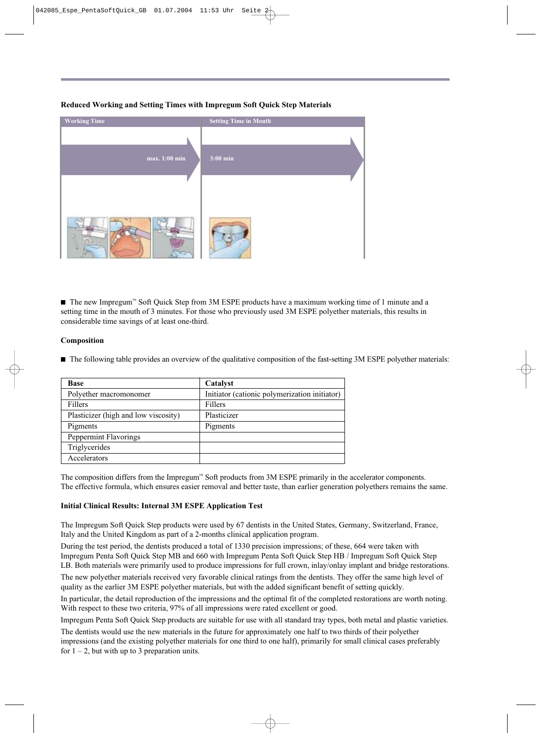**Reduced Working and Setting Times with Impregum Soft Quick Step Materials**

| Working Time | Setting Time in Mouth |
|---|---|
| max. 1:00 min | 3:00 min |

■ The new Impregum™ Soft Quick Step from 3M ESPE products have a maximum working time of 1 minute and a setting time in the mouth of 3 minutes. For those who previously used 3M ESPE polyether materials, this results in considerable time savings of at least one-third.

**Composition**

■ The following table provides an overview of the qualitative composition of the fast-setting 3M ESPE polyether materials:

| Base | Catalyst |
|---|---|
| Polyether macromonomer | Initiator (cationic polymerization initiator) |
| Fillers | Fillers |
| Plasticizer (high and low viscosity) | Plasticizer |
| Pigments | Pigments |
| Peppermint Flavorings | |
| Triglycerides | |
| Accelerators | |

The composition differs from the Impregum™ Soft products from 3M ESPE primarily in the accelerator components. The effective formula, which ensures easier removal and better taste, than earlier generation polyethers remains the same.

**Initial Clinical Results: Internal 3M ESPE Application Test**

The Impregum Soft Quick Step products were used by 67 dentists in the United States, Germany, Switzerland, France, Italy and the United Kingdom as part of a 2-months clinical application program.

During the test period, the dentists produced a total of 1330 precision impressions; of these, 664 were taken with Impregum Penta Soft Quick Step MB and 660 with Impregum Penta Soft Quick Step HB / Impregum Soft Quick Step LB. Both materials were primarily used to produce impressions for full crown, inlay/onlay implant and bridge restorations.

The new polyether materials received very favorable clinical ratings from the dentists. They offer the same high level of quality as the earlier 3M ESPE polyether materials, but with the added significant benefit of setting quickly.

In particular, the detail reproduction of the impressions and the optimal fit of the completed restorations are worth noting. With respect to these two criteria, 97% of all impressions were rated excellent or good.

Impregum Penta Soft Quick Step products are suitable for use with all standard tray types, both metal and plastic varieties.

The dentists would use the new materials in the future for approximately one half to two thirds of their polyether impressions (and the existing polyether materials for one third to one half), primarily for small clinical cases preferably for 1 – 2, but with up to 3 preparation units.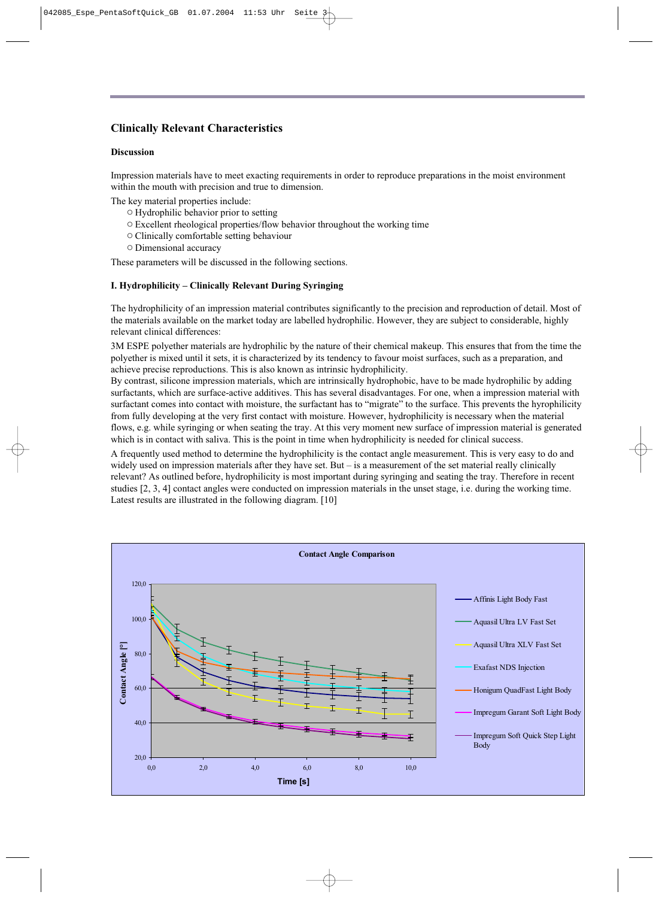## Clinically Relevant Characteristics

### Discussion

Impression materials have to meet exacting requirements in order to reproduce preparations in the moist environment within the mouth with precision and true to dimension.

The key material properties include:

- Hydrophilic behavior prior to setting
- Excellent rheological properties/flow behavior throughout the working time
- Clinically comfortable setting behaviour
- Dimensional accuracy

These parameters will be discussed in the following sections.

### I. Hydrophilicity – Clinically Relevant During Syringing

The hydrophilicity of an impression material contributes significantly to the precision and reproduction of detail. Most of the materials available on the market today are labelled hydrophilic. However, they are subject to considerable, highly relevant clinical differences:

3M ESPE polyether materials are hydrophilic by the nature of their chemical makeup. This ensures that from the time the polyether is mixed until it sets, it is characterized by its tendency to favour moist surfaces, such as a preparation, and achieve precise reproductions. This is also known as intrinsic hydrophilicity.

By contrast, silicone impression materials, which are intrinsically hydrophobic, have to be made hydrophilic by adding surfactants, which are surface-active additives. This has several disadvantages. For one, when a impression material with surfactant comes into contact with moisture, the surfactant has to "migrate" to the surface. This prevents the hyrophilicity from fully developing at the very first contact with moisture. However, hydrophilicity is necessary when the material flows, e.g. while syringing or when seating the tray. At this very moment new surface of impression material is generated which is in contact with saliva. This is the point in time when hydrophilicity is needed for clinical success.

A frequently used method to determine the hydrophilicity is the contact angle measurement. This is very easy to do and widely used on impression materials after they have set. But – is a measurement of the set material really clinically relevant? As outlined before, hydrophilicity is most important during syringing and seating the tray. Therefore in recent studies [2, 3, 4] contact angles were conducted on impression materials in the unset stage, i.e. during the working time. Latest results are illustrated in the following diagram. [10]

**Contact Angle Comparison**

Contact Angle [°] (20,0 – 120,0) vs. Time [s] (0,0 – 10,0)

Legend:
- Affinis Light Body Fast
- Aquasil Ultra LV Fast Set
- Aquasil Ultra XLV Fast Set
- Exafast NDS Injection
- Honigum QuadFast Light Body
- Impregum Garant Soft Light Body
- Impregum Soft Quick Step Light Body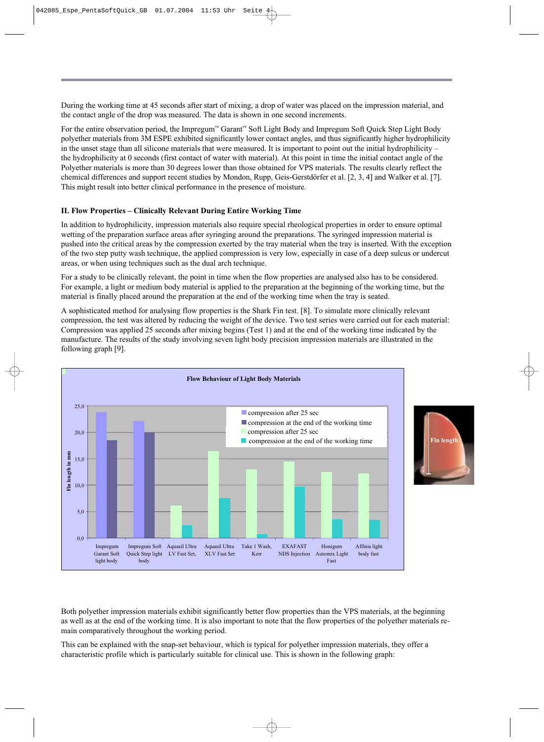During the working time at 45 seconds after start of mixing, a drop of water was placed on the impression material, and the contact angle of the drop was measured. The data is shown in one second increments.

For the entire observation period, the Impregum™ Garant™ Soft Light Body and Impregum Soft Quick Step Light Body polyether materials from 3M ESPE exhibited significantly lower contact angles, and thus significantly higher hydrophilicity in the unset stage than all silicone materials that were measured. It is important to point out the initial hydrophilicity – the hydrophilicity at 0 seconds (first contact of water with material). At this point in time the initial contact angle of the Polyether materials is more than 30 degrees lower than those obtained for VPS materials. The results clearly reflect the chemical differences and support recent studies by Mondon, Rupp, Geis-Gerstdörfer et al. [2, 3, 4] and Walker et al. [7]. This might result into better clinical performance in the presence of moisture.

### II. Flow Properties – Clinically Relevant During Entire Working Time

In addition to hydrophilicity, impression materials also require special rheological properties in order to ensure optimal wetting of the preparation surface areas after syringing around the preparations. The syringed impression material is pushed into the critical areas by the compression exerted by the tray material when the tray is inserted. With the exception of the two step putty wash technique, the applied compression is very low, especially in case of a deep sulcus or undercut areas, or when using techniques such as the dual arch technique.

For a study to be clinically relevant, the point in time when the flow properties are analysed also has to be considered. For example, a light or medium body material is applied to the preparation at the beginning of the working time, but the material is finally placed around the preparation at the end of the working time when the tray is seated.

A sophisticated method for analysing flow properties is the Shark Fin test. [8]. To simulate more clinically relevant compression, the test was altered by reducing the weight of the device. Two test series were carried out for each material: Compression was applied 25 seconds after mixing begins (Test 1) and at the end of the working time indicated by the manufacture. The results of the study involving seven light body precision impression materials are illustrated in the following graph [9].

**Flow Behaviour of Light Body Materials**

Fin length in mm

- compression after 25 sec
- compression at the end of the working time
- compression after 25 sec
- compression at the end of the working time

Impregum Garant Soft light body · Impregum Soft Quick Step light body · Aquasil Ultra LV Fast Set, · Aquasil Ultra XLV Fast Set · Take 1 Wash, Kerr · EXAFAST NDS Injection · Honigum Automix Light Fast · Affinis light body fast

Fin length

Both polyether impression materials exhibit significantly better flow properties than the VPS materials, at the beginning as well as at the end of the working time. It is also important to note that the flow properties of the polyether materials remain comparatively throughout the working period.

This can be explained with the snap-set behaviour, which is typical for polyether impression materials, they offer a characteristic profile which is particularly suitable for clinical use. This is shown in the following graph: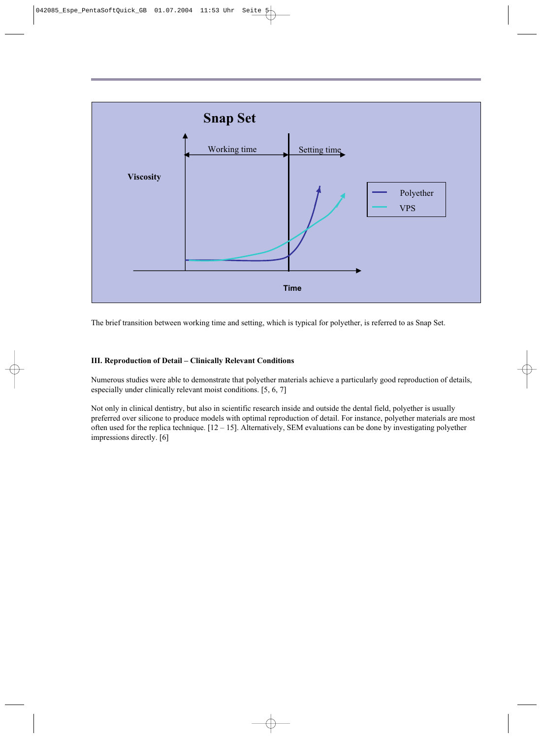The brief transition between working time and setting, which is typical for polyether, is referred to as Snap Set.

**III. Reproduction of Detail – Clinically Relevant Conditions**

Numerous studies were able to demonstrate that polyether materials achieve a particularly good reproduction of details, especially under clinically relevant moist conditions. [5, 6, 7]

Not only in clinical dentistry, but also in scientific research inside and outside the dental field, polyether is usually preferred over silicone to produce models with optimal reproduction of detail. For instance, polyether materials are most often used for the replica technique. [12 – 15]. Alternatively, SEM evaluations can be done by investigating polyether impressions directly. [6]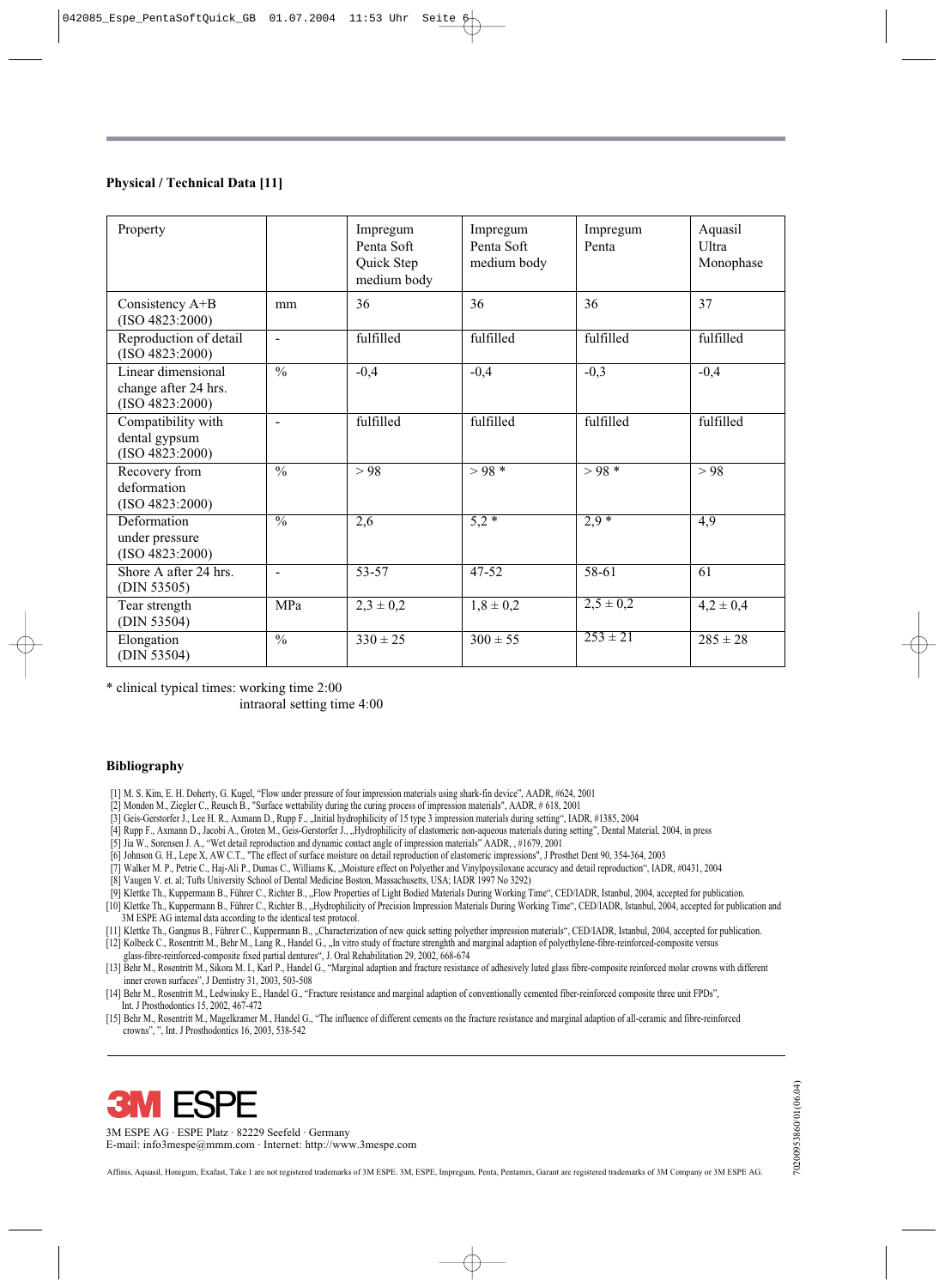**Physical / Technical Data [11]**

| Property | | Impregum Penta Soft Quick Step medium body | Impregum Penta Soft medium body | Impregum Penta | Aquasil Ultra Monophase |
|---|---|---|---|---|---|
| Consistency A+B (ISO 4823:2000) | mm | 36 | 36 | 36 | 37 |
| Reproduction of detail (ISO 4823:2000) | - | fulfilled | fulfilled | fulfilled | fulfilled |
| Linear dimensional change after 24 hrs. (ISO 4823:2000) | % | -0,4 | -0,4 | -0,3 | -0,4 |
| Compatibility with dental gypsum (ISO 4823:2000) | - | fulfilled | fulfilled | fulfilled | fulfilled |
| Recovery from deformation (ISO 4823:2000) | % | > 98 | > 98 * | > 98 * | > 98 |
| Deformation under pressure (ISO 4823:2000) | % | 2,6 | 5,2 * | 2,9 * | 4,9 |
| Shore A after 24 hrs. (DIN 53505) | - | 53-57 | 47-52 | 58-61 | 61 |
| Tear strength (DIN 53504) | MPa | 2,3 ± 0,2 | 1,8 ± 0,2 | 2,5 ± 0,2 | 4,2 ± 0,4 |
| Elongation (DIN 53504) | % | 330 ± 25 | 300 ± 55 | 253 ± 21 | 285 ± 28 |

* clinical typical times: working time 2:00
intraoral setting time 4:00

**Bibliography**

[1] M. S. Kim, E. H. Doherty, G. Kugel, "Flow under pressure of four impression materials using shark-fin device", AADR, #624, 2001
[2] Mondon M., Ziegler C., Reusch B., "Surface wettability during the curing process of impression materials", AADR, # 618, 2001
[3] Geis-Gerstorfer J., Lee H. R., Axmann D., Rupp F., „Initial hydrophilicity of 15 type 3 impression materials during setting", IADR, #1385, 2004
[4] Rupp F., Axmann D., Jacobi A., Groten M., Geis-Gerstorfer J., „Hydrophilicity of elastomeric non-aqueous materials during setting", Dental Material, 2004, in press
[5] Jia W., Sorensen J. A., "Wet detail reproduction and dynamic contact angle of impression materials" AADR, , #1679, 2001
[6] Johnson G. H., Lepe X, AW C.T., "The effect of surface moisture on detail reproduction of elastomeric impressions", J Prosthet Dent 90, 354-364, 2003
[7] Walker M. P., Petrie C., Haj-Ali P., Dumas C., Williams K, „Moisture effect on Polyether and Vinylpoysiloxane accuracy and detail reproduction", IADR, #0431, 2004
[8] Vaugen V. et. al; Tufts University School of Dental Medicine Boston, Massachusetts, USA; IADR 1997 No 3292)
[9] Klettke Th., Kuppermann B., Führer C., Richter B., „Flow Properties of Light Bodied Materials During Working Time", CED/IADR, Istanbul, 2004, accepted for publication.
[10] Klettke Th., Kuppermann B., Führer C., Richter B., „Hydrophilicity of Precision Impression Materials During Working Time", CED/IADR, Istanbul, 2004, accepted for publication and 3M ESPE AG internal data according to the identical test protocol.
[11] Klettke Th., Gangnus B., Führer C., Kuppermann B., „Characterization of new quick setting polyether impression materials", CED/IADR, Istanbul, 2004, accepted for publication.
[12] Kolbeck C., Rosentritt M., Behr M., Lang R., Handel G., „In vitro study of fracture strenghth and marginal adaption of polyethylene-fibre-reinforced-composite versus glass-fibre-reinforced-composite fixed partial dentures", J. Oral Rehabilitation 29, 2002, 668-674
[13] Behr M., Rosentritt M., Sikora M. I., Karl P., Handel G., "Marginal adaption and fracture resistance of adhesively luted glass fibre-composite reinforced molar crowns with different inner crown surfaces", J Dentistry 31, 2003, 503-508
[14] Behr M., Rosentritt M., Ledwinsky E., Handel G., "Fracture resistance and marginal adaption of conventionally cemented fiber-reinforced composite three unit FPDs", Int. J Prosthodontics 15, 2002, 467-472
[15] Behr M., Rosentritt M., Magelkramer M., Handel G., "The influence of different cements on the fracture resistance and marginal adaption of all-ceramic and fibre-reinforced crowns", ", Int. J Prosthodontics 16, 2003, 538-542

3M ESPE

3M ESPE AG · ESPE Platz · 82229 Seefeld · Germany
E-mail: info3mespe@mmm.com · Internet: http://www.3mespe.com

Affinis, Aquasil, Honigum, Exafast, Take 1 are not registered trademarks of 3M ESPE. 3M, ESPE, Impregum, Penta, Pentamix, Garant are registered trademarks of 3M Company or 3M ESPE AG.

70200953860/01(06.04)